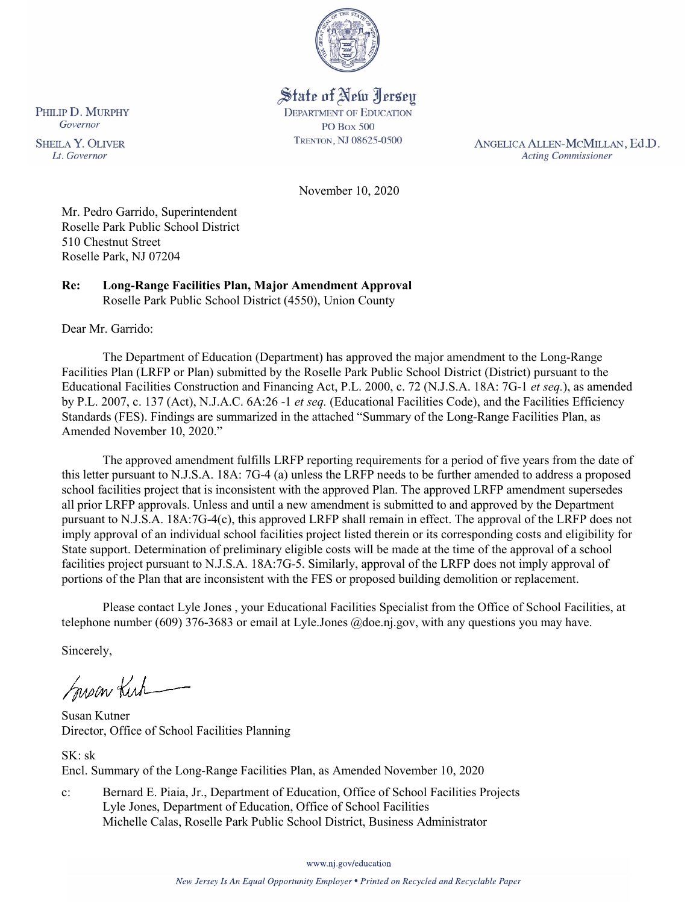PHILIP D. MURPHY
*Governor*

SHEILA Y. OLIVER
*Lt. Governor*

State of New Jersey
DEPARTMENT OF EDUCATION
PO Box 500
TRENTON, NJ 08625-0500

ANGELICA ALLEN-MCMILLAN, Ed.D.
*Acting Commissioner*

November 10, 2020

Mr. Pedro Garrido, Superintendent
Roselle Park Public School District
510 Chestnut Street
Roselle Park, NJ 07204

**Re: Long-Range Facilities Plan, Major Amendment Approval**
Roselle Park Public School District (4550), Union County

Dear Mr. Garrido:

The Department of Education (Department) has approved the major amendment to the Long-Range Facilities Plan (LRFP or Plan) submitted by the Roselle Park Public School District (District) pursuant to the Educational Facilities Construction and Financing Act, P.L. 2000, c. 72 (N.J.S.A. 18A: 7G-1 *et seq.*), as amended by P.L. 2007, c. 137 (Act), N.J.A.C. 6A:26 -1 *et seq.* (Educational Facilities Code), and the Facilities Efficiency Standards (FES). Findings are summarized in the attached "Summary of the Long-Range Facilities Plan, as Amended November 10, 2020."

The approved amendment fulfills LRFP reporting requirements for a period of five years from the date of this letter pursuant to N.J.S.A. 18A: 7G-4 (a) unless the LRFP needs to be further amended to address a proposed school facilities project that is inconsistent with the approved Plan. The approved LRFP amendment supersedes all prior LRFP approvals. Unless and until a new amendment is submitted to and approved by the Department pursuant to N.J.S.A. 18A:7G-4(c), this approved LRFP shall remain in effect. The approval of the LRFP does not imply approval of an individual school facilities project listed therein or its corresponding costs and eligibility for State support. Determination of preliminary eligible costs will be made at the time of the approval of a school facilities project pursuant to N.J.S.A. 18A:7G-5. Similarly, approval of the LRFP does not imply approval of portions of the Plan that are inconsistent with the FES or proposed building demolition or replacement.

Please contact Lyle Jones , your Educational Facilities Specialist from the Office of School Facilities, at telephone number (609) 376-3683 or email at Lyle.Jones @doe.nj.gov, with any questions you may have.

Sincerely,

Susan Kutner
Director, Office of School Facilities Planning

SK: sk
Encl. Summary of the Long-Range Facilities Plan, as Amended November 10, 2020

c: Bernard E. Piaia, Jr., Department of Education, Office of School Facilities Projects
Lyle Jones, Department of Education, Office of School Facilities
Michelle Calas, Roselle Park Public School District, Business Administrator

www.nj.gov/education

*New Jersey Is An Equal Opportunity Employer • Printed on Recycled and Recyclable Paper*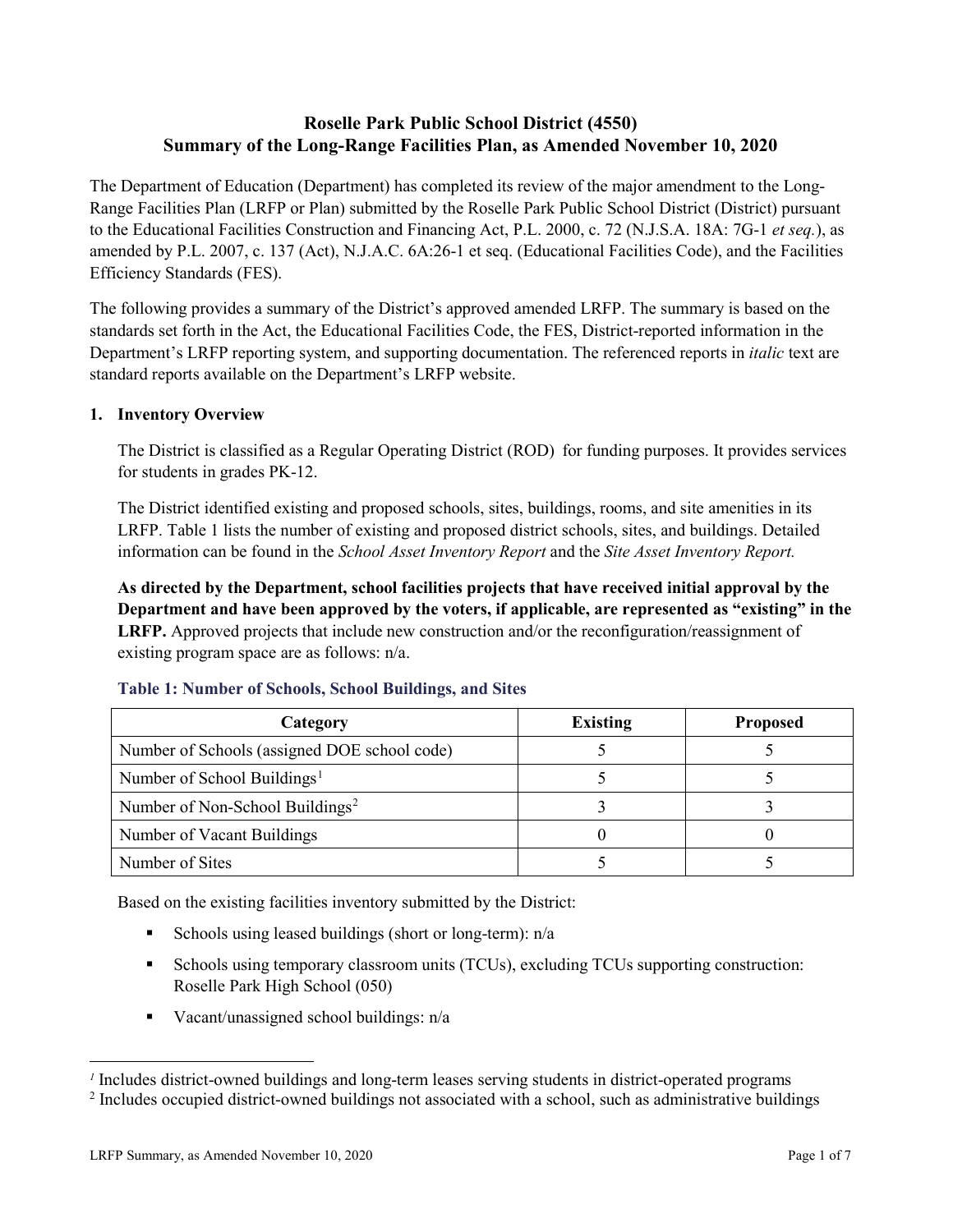# Roselle Park Public School District (4550)
# Summary of the Long-Range Facilities Plan, as Amended November 10, 2020

The Department of Education (Department) has completed its review of the major amendment to the Long-Range Facilities Plan (LRFP or Plan) submitted by the Roselle Park Public School District (District) pursuant to the Educational Facilities Construction and Financing Act, P.L. 2000, c. 72 (N.J.S.A. 18A: 7G-1 *et seq.*), as amended by P.L. 2007, c. 137 (Act), N.J.A.C. 6A:26-1 et seq. (Educational Facilities Code), and the Facilities Efficiency Standards (FES).

The following provides a summary of the District's approved amended LRFP. The summary is based on the standards set forth in the Act, the Educational Facilities Code, the FES, District-reported information in the Department's LRFP reporting system, and supporting documentation. The referenced reports in *italic* text are standard reports available on the Department's LRFP website.

## 1. Inventory Overview

The District is classified as a Regular Operating District (ROD) for funding purposes. It provides services for students in grades PK-12.

The District identified existing and proposed schools, sites, buildings, rooms, and site amenities in its LRFP. Table 1 lists the number of existing and proposed district schools, sites, and buildings. Detailed information can be found in the *School Asset Inventory Report* and the *Site Asset Inventory Report.*

**As directed by the Department, school facilities projects that have received initial approval by the Department and have been approved by the voters, if applicable, are represented as "existing" in the LRFP.** Approved projects that include new construction and/or the reconfiguration/reassignment of existing program space are as follows: n/a.

### Table 1: Number of Schools, School Buildings, and Sites

| Category | Existing | Proposed |
|---|---|---|
| Number of Schools (assigned DOE school code) | 5 | 5 |
| Number of School Buildings[1] | 5 | 5 |
| Number of Non-School Buildings[2] | 3 | 3 |
| Number of Vacant Buildings | 0 | 0 |
| Number of Sites | 5 | 5 |

Based on the existing facilities inventory submitted by the District:

- Schools using leased buildings (short or long-term): n/a
- Schools using temporary classroom units (TCUs), excluding TCUs supporting construction: Roselle Park High School (050)
- Vacant/unassigned school buildings: n/a

[1] Includes district-owned buildings and long-term leases serving students in district-operated programs

[2] Includes occupied district-owned buildings not associated with a school, such as administrative buildings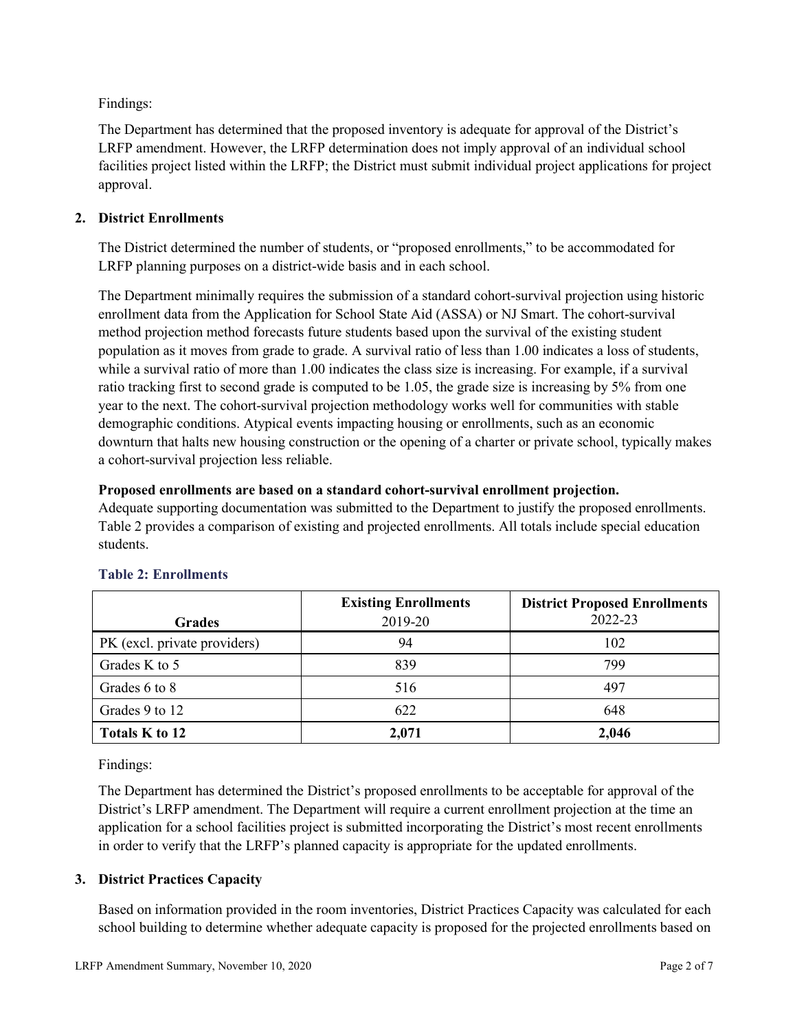Findings:

The Department has determined that the proposed inventory is adequate for approval of the District's LRFP amendment. However, the LRFP determination does not imply approval of an individual school facilities project listed within the LRFP; the District must submit individual project applications for project approval.

## 2. District Enrollments

The District determined the number of students, or "proposed enrollments," to be accommodated for LRFP planning purposes on a district-wide basis and in each school.

The Department minimally requires the submission of a standard cohort-survival projection using historic enrollment data from the Application for School State Aid (ASSA) or NJ Smart. The cohort-survival method projection method forecasts future students based upon the survival of the existing student population as it moves from grade to grade. A survival ratio of less than 1.00 indicates a loss of students, while a survival ratio of more than 1.00 indicates the class size is increasing. For example, if a survival ratio tracking first to second grade is computed to be 1.05, the grade size is increasing by 5% from one year to the next. The cohort-survival projection methodology works well for communities with stable demographic conditions. Atypical events impacting housing or enrollments, such as an economic downturn that halts new housing construction or the opening of a charter or private school, typically makes a cohort-survival projection less reliable.

**Proposed enrollments are based on a standard cohort-survival enrollment projection.**
Adequate supporting documentation was submitted to the Department to justify the proposed enrollments. Table 2 provides a comparison of existing and projected enrollments. All totals include special education students.

### Table 2: Enrollments

| Grades | Existing Enrollments 2019-20 | District Proposed Enrollments 2022-23 |
|---|---|---|
| PK (excl. private providers) | 94 | 102 |
| Grades K to 5 | 839 | 799 |
| Grades 6 to 8 | 516 | 497 |
| Grades 9 to 12 | 622 | 648 |
| **Totals K to 12** | **2,071** | **2,046** |

Findings:

The Department has determined the District's proposed enrollments to be acceptable for approval of the District's LRFP amendment. The Department will require a current enrollment projection at the time an application for a school facilities project is submitted incorporating the District's most recent enrollments in order to verify that the LRFP's planned capacity is appropriate for the updated enrollments.

## 3. District Practices Capacity

Based on information provided in the room inventories, District Practices Capacity was calculated for each school building to determine whether adequate capacity is proposed for the projected enrollments based on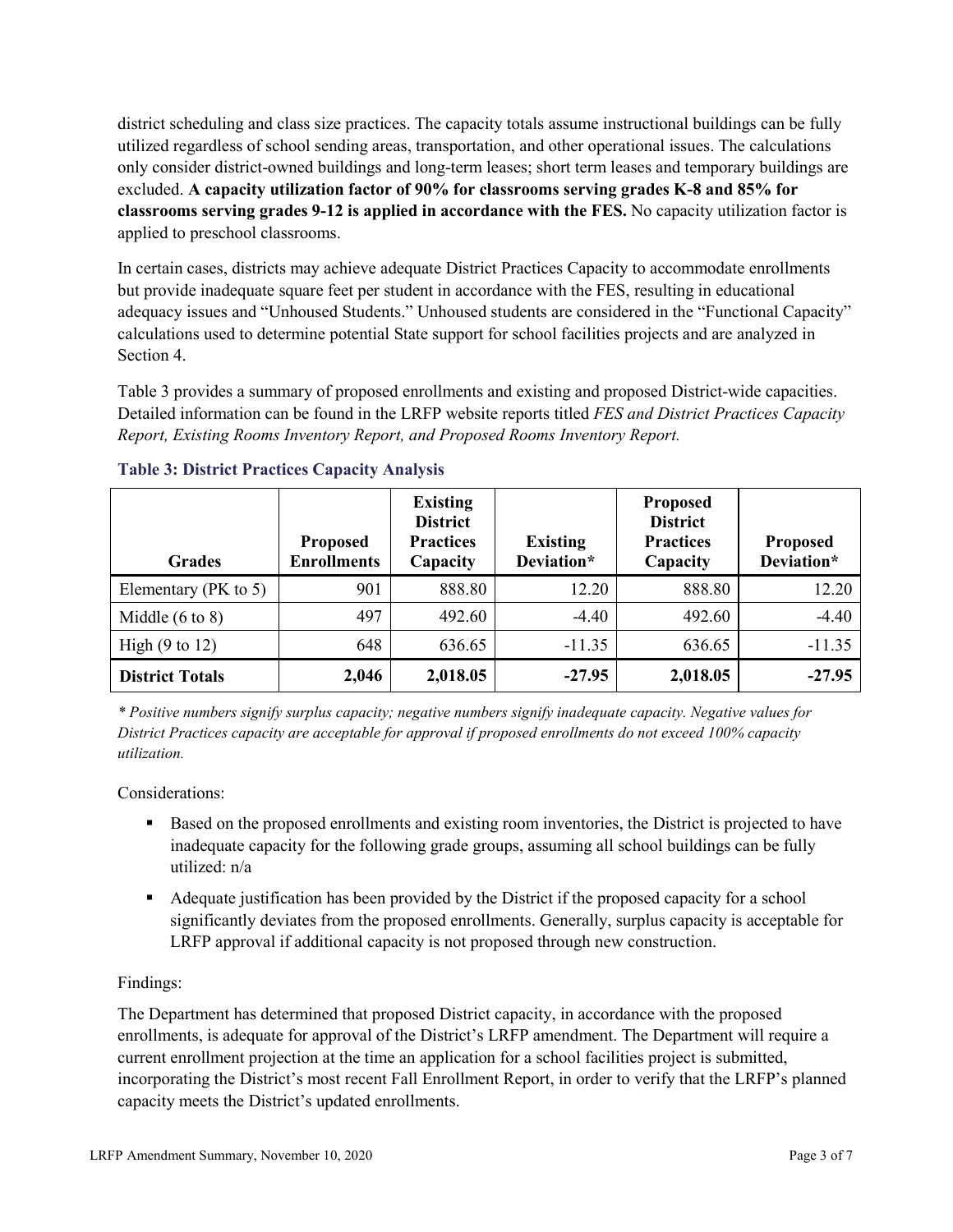district scheduling and class size practices. The capacity totals assume instructional buildings can be fully utilized regardless of school sending areas, transportation, and other operational issues. The calculations only consider district-owned buildings and long-term leases; short term leases and temporary buildings are excluded. **A capacity utilization factor of 90% for classrooms serving grades K-8 and 85% for classrooms serving grades 9-12 is applied in accordance with the FES.** No capacity utilization factor is applied to preschool classrooms.

In certain cases, districts may achieve adequate District Practices Capacity to accommodate enrollments but provide inadequate square feet per student in accordance with the FES, resulting in educational adequacy issues and "Unhoused Students." Unhoused students are considered in the "Functional Capacity" calculations used to determine potential State support for school facilities projects and are analyzed in Section 4.

Table 3 provides a summary of proposed enrollments and existing and proposed District-wide capacities. Detailed information can be found in the LRFP website reports titled *FES and District Practices Capacity Report, Existing Rooms Inventory Report, and Proposed Rooms Inventory Report.*

### Table 3: District Practices Capacity Analysis

| Grades | Proposed Enrollments | Existing District Practices Capacity | Existing Deviation* | Proposed District Practices Capacity | Proposed Deviation* |
|---|---|---|---|---|---|
| Elementary (PK to 5) | 901 | 888.80 | 12.20 | 888.80 | 12.20 |
| Middle (6 to 8) | 497 | 492.60 | -4.40 | 492.60 | -4.40 |
| High (9 to 12) | 648 | 636.65 | -11.35 | 636.65 | -11.35 |
| **District Totals** | **2,046** | **2,018.05** | **-27.95** | **2,018.05** | **-27.95** |

*\* Positive numbers signify surplus capacity; negative numbers signify inadequate capacity. Negative values for District Practices capacity are acceptable for approval if proposed enrollments do not exceed 100% capacity utilization.*

Considerations:

- Based on the proposed enrollments and existing room inventories, the District is projected to have inadequate capacity for the following grade groups, assuming all school buildings can be fully utilized: n/a
- Adequate justification has been provided by the District if the proposed capacity for a school significantly deviates from the proposed enrollments. Generally, surplus capacity is acceptable for LRFP approval if additional capacity is not proposed through new construction.

Findings:

The Department has determined that proposed District capacity, in accordance with the proposed enrollments, is adequate for approval of the District's LRFP amendment. The Department will require a current enrollment projection at the time an application for a school facilities project is submitted, incorporating the District's most recent Fall Enrollment Report, in order to verify that the LRFP's planned capacity meets the District's updated enrollments.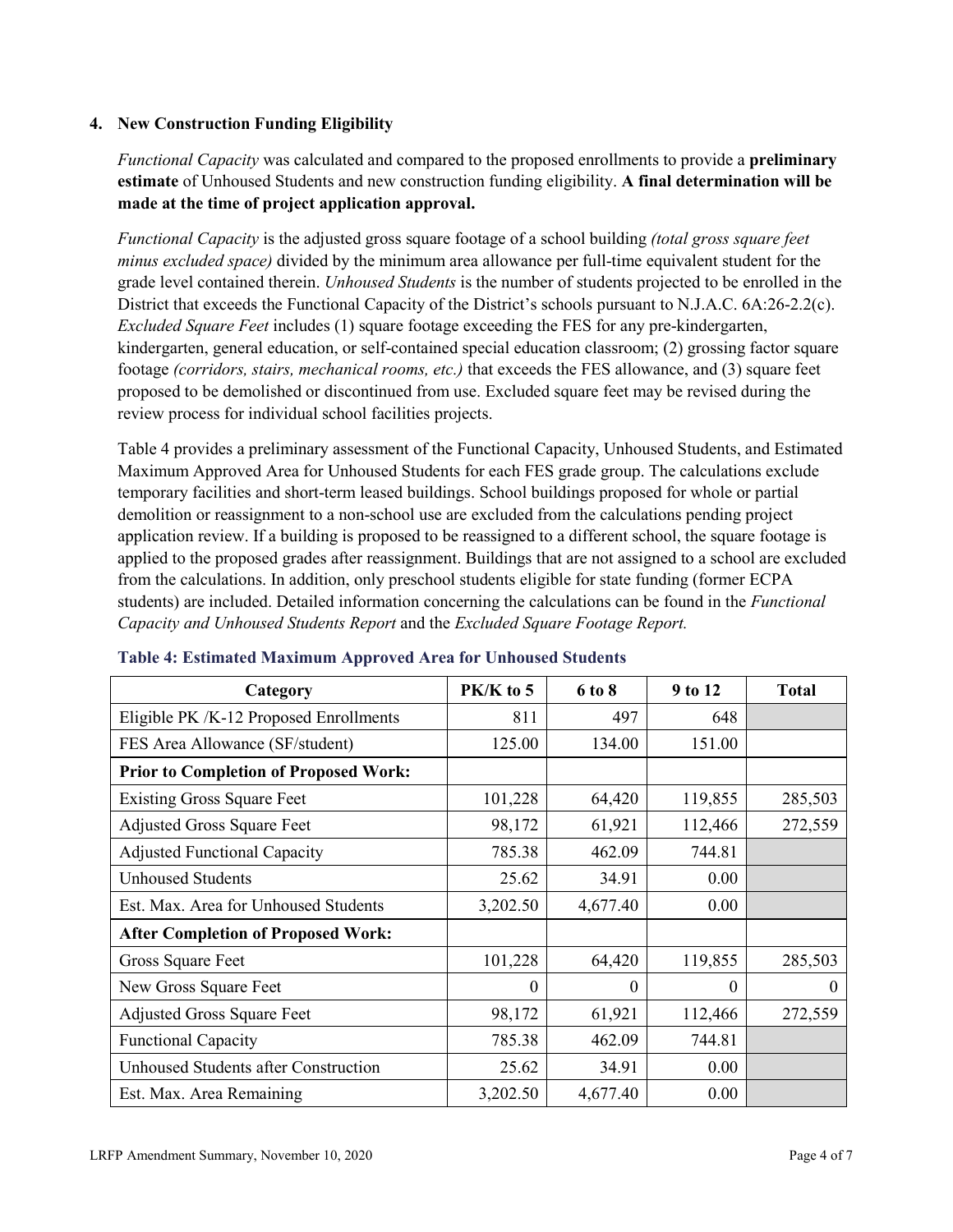### 4. New Construction Funding Eligibility

*Functional Capacity* was calculated and compared to the proposed enrollments to provide a **preliminary estimate** of Unhoused Students and new construction funding eligibility. **A final determination will be made at the time of project application approval.**

*Functional Capacity* is the adjusted gross square footage of a school building *(total gross square feet minus excluded space)* divided by the minimum area allowance per full-time equivalent student for the grade level contained therein. *Unhoused Students* is the number of students projected to be enrolled in the District that exceeds the Functional Capacity of the District's schools pursuant to N.J.A.C. 6A:26-2.2(c). *Excluded Square Feet* includes (1) square footage exceeding the FES for any pre-kindergarten, kindergarten, general education, or self-contained special education classroom; (2) grossing factor square footage *(corridors, stairs, mechanical rooms, etc.)* that exceeds the FES allowance, and (3) square feet proposed to be demolished or discontinued from use. Excluded square feet may be revised during the review process for individual school facilities projects.

Table 4 provides a preliminary assessment of the Functional Capacity, Unhoused Students, and Estimated Maximum Approved Area for Unhoused Students for each FES grade group. The calculations exclude temporary facilities and short-term leased buildings. School buildings proposed for whole or partial demolition or reassignment to a non-school use are excluded from the calculations pending project application review. If a building is proposed to be reassigned to a different school, the square footage is applied to the proposed grades after reassignment. Buildings that are not assigned to a school are excluded from the calculations. In addition, only preschool students eligible for state funding (former ECPA students) are included. Detailed information concerning the calculations can be found in the *Functional Capacity and Unhoused Students Report* and the *Excluded Square Footage Report.*

**Table 4: Estimated Maximum Approved Area for Unhoused Students**

| Category | PK/K to 5 | 6 to 8 | 9 to 12 | Total |
|---|---|---|---|---|
| Eligible PK /K-12 Proposed Enrollments | 811 | 497 | 648 | |
| FES Area Allowance (SF/student) | 125.00 | 134.00 | 151.00 | |
| **Prior to Completion of Proposed Work:** | | | | |
| Existing Gross Square Feet | 101,228 | 64,420 | 119,855 | 285,503 |
| Adjusted Gross Square Feet | 98,172 | 61,921 | 112,466 | 272,559 |
| Adjusted Functional Capacity | 785.38 | 462.09 | 744.81 | |
| Unhoused Students | 25.62 | 34.91 | 0.00 | |
| Est. Max. Area for Unhoused Students | 3,202.50 | 4,677.40 | 0.00 | |
| **After Completion of Proposed Work:** | | | | |
| Gross Square Feet | 101,228 | 64,420 | 119,855 | 285,503 |
| New Gross Square Feet | 0 | 0 | 0 | 0 |
| Adjusted Gross Square Feet | 98,172 | 61,921 | 112,466 | 272,559 |
| Functional Capacity | 785.38 | 462.09 | 744.81 | |
| Unhoused Students after Construction | 25.62 | 34.91 | 0.00 | |
| Est. Max. Area Remaining | 3,202.50 | 4,677.40 | 0.00 | |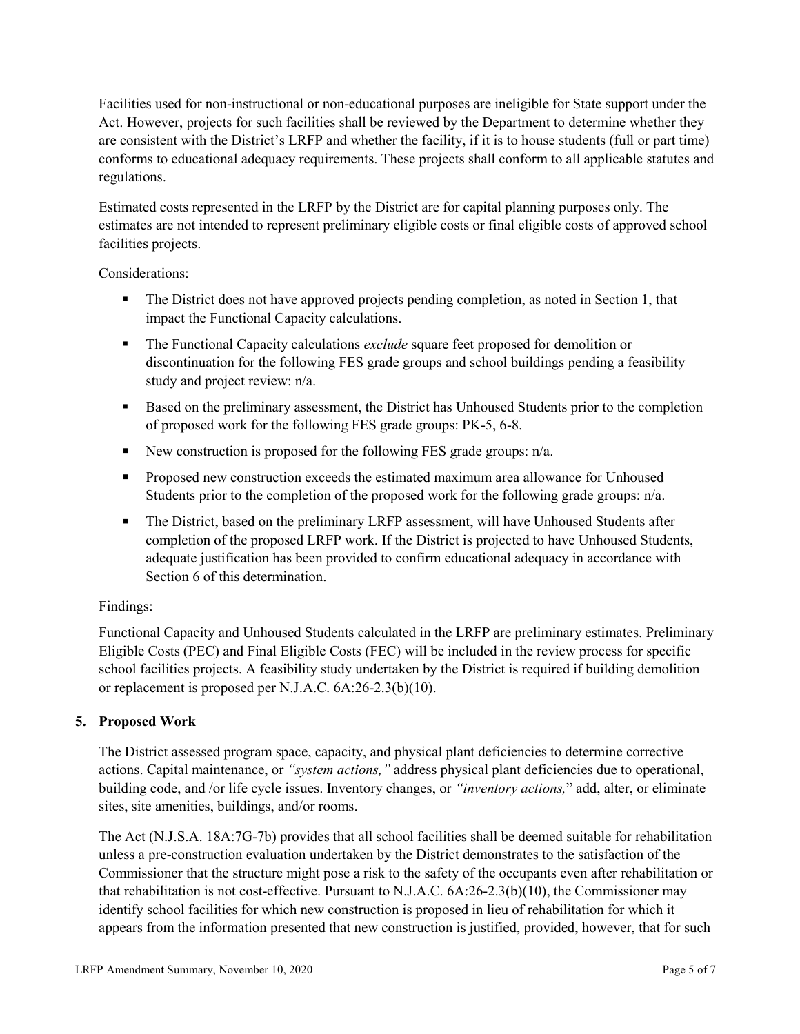Facilities used for non-instructional or non-educational purposes are ineligible for State support under the Act. However, projects for such facilities shall be reviewed by the Department to determine whether they are consistent with the District's LRFP and whether the facility, if it is to house students (full or part time) conforms to educational adequacy requirements. These projects shall conform to all applicable statutes and regulations.

Estimated costs represented in the LRFP by the District are for capital planning purposes only. The estimates are not intended to represent preliminary eligible costs or final eligible costs of approved school facilities projects.

Considerations:

- The District does not have approved projects pending completion, as noted in Section 1, that impact the Functional Capacity calculations.
- The Functional Capacity calculations *exclude* square feet proposed for demolition or discontinuation for the following FES grade groups and school buildings pending a feasibility study and project review: n/a.
- Based on the preliminary assessment, the District has Unhoused Students prior to the completion of proposed work for the following FES grade groups: PK-5, 6-8.
- New construction is proposed for the following FES grade groups: n/a.
- Proposed new construction exceeds the estimated maximum area allowance for Unhoused Students prior to the completion of the proposed work for the following grade groups: n/a.
- The District, based on the preliminary LRFP assessment, will have Unhoused Students after completion of the proposed LRFP work. If the District is projected to have Unhoused Students, adequate justification has been provided to confirm educational adequacy in accordance with Section 6 of this determination.

Findings:

Functional Capacity and Unhoused Students calculated in the LRFP are preliminary estimates. Preliminary Eligible Costs (PEC) and Final Eligible Costs (FEC) will be included in the review process for specific school facilities projects. A feasibility study undertaken by the District is required if building demolition or replacement is proposed per N.J.A.C. 6A:26-2.3(b)(10).

## 5. Proposed Work

The District assessed program space, capacity, and physical plant deficiencies to determine corrective actions. Capital maintenance, or *"system actions,"* address physical plant deficiencies due to operational, building code, and /or life cycle issues. Inventory changes, or *"inventory actions,"* add, alter, or eliminate sites, site amenities, buildings, and/or rooms.

The Act (N.J.S.A. 18A:7G-7b) provides that all school facilities shall be deemed suitable for rehabilitation unless a pre-construction evaluation undertaken by the District demonstrates to the satisfaction of the Commissioner that the structure might pose a risk to the safety of the occupants even after rehabilitation or that rehabilitation is not cost-effective. Pursuant to N.J.A.C. 6A:26-2.3(b)(10), the Commissioner may identify school facilities for which new construction is proposed in lieu of rehabilitation for which it appears from the information presented that new construction is justified, provided, however, that for such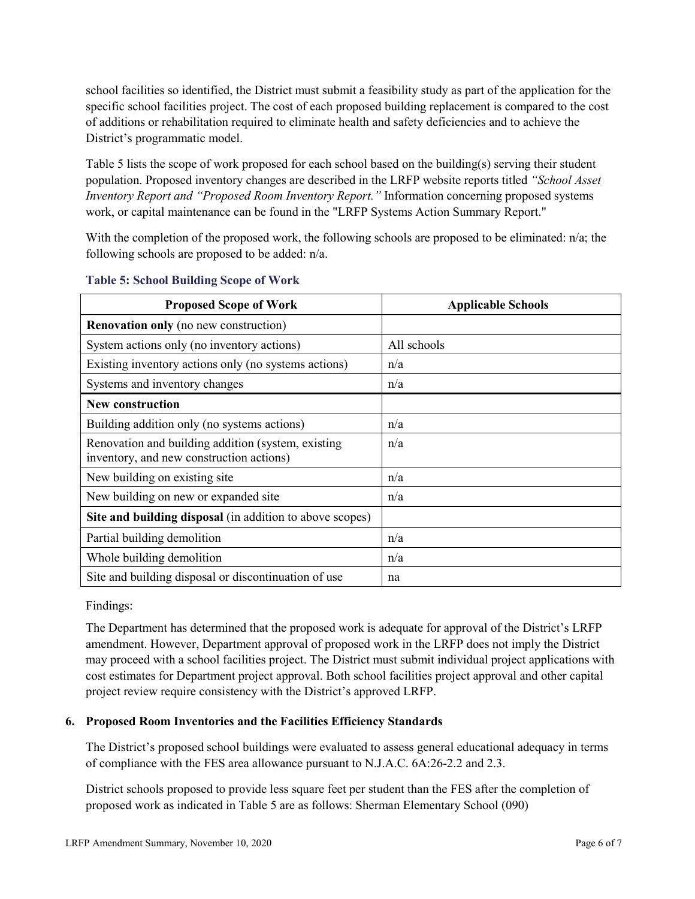school facilities so identified, the District must submit a feasibility study as part of the application for the specific school facilities project. The cost of each proposed building replacement is compared to the cost of additions or rehabilitation required to eliminate health and safety deficiencies and to achieve the District's programmatic model.

Table 5 lists the scope of work proposed for each school based on the building(s) serving their student population. Proposed inventory changes are described in the LRFP website reports titled *"School Asset Inventory Report and "Proposed Room Inventory Report."* Information concerning proposed systems work, or capital maintenance can be found in the "LRFP Systems Action Summary Report."

With the completion of the proposed work, the following schools are proposed to be eliminated: n/a; the following schools are proposed to be added: n/a.

**Table 5: School Building Scope of Work**

| Proposed Scope of Work | Applicable Schools |
|---|---|
| **Renovation only** (no new construction) | |
| System actions only (no inventory actions) | All schools |
| Existing inventory actions only (no systems actions) | n/a |
| Systems and inventory changes | n/a |
| **New construction** | |
| Building addition only (no systems actions) | n/a |
| Renovation and building addition (system, existing inventory, and new construction actions) | n/a |
| New building on existing site | n/a |
| New building on new or expanded site | n/a |
| **Site and building disposal** (in addition to above scopes) | |
| Partial building demolition | n/a |
| Whole building demolition | n/a |
| Site and building disposal or discontinuation of use | na |

Findings:

The Department has determined that the proposed work is adequate for approval of the District's LRFP amendment. However, Department approval of proposed work in the LRFP does not imply the District may proceed with a school facilities project. The District must submit individual project applications with cost estimates for Department project approval. Both school facilities project approval and other capital project review require consistency with the District's approved LRFP.

## 6. Proposed Room Inventories and the Facilities Efficiency Standards

The District's proposed school buildings were evaluated to assess general educational adequacy in terms of compliance with the FES area allowance pursuant to N.J.A.C. 6A:26-2.2 and 2.3.

District schools proposed to provide less square feet per student than the FES after the completion of proposed work as indicated in Table 5 are as follows: Sherman Elementary School (090)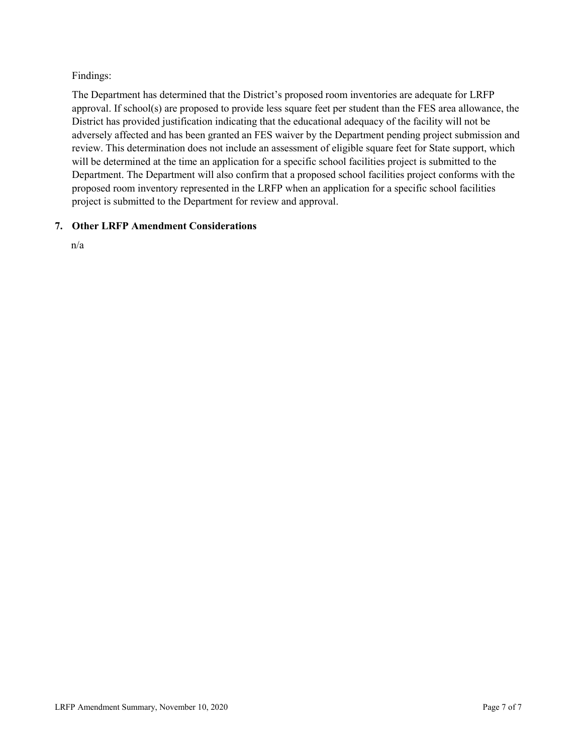Findings:

The Department has determined that the District's proposed room inventories are adequate for LRFP approval. If school(s) are proposed to provide less square feet per student than the FES area allowance, the District has provided justification indicating that the educational adequacy of the facility will not be adversely affected and has been granted an FES waiver by the Department pending project submission and review. This determination does not include an assessment of eligible square feet for State support, which will be determined at the time an application for a specific school facilities project is submitted to the Department. The Department will also confirm that a proposed school facilities project conforms with the proposed room inventory represented in the LRFP when an application for a specific school facilities project is submitted to the Department for review and approval.

## 7. Other LRFP Amendment Considerations

n/a